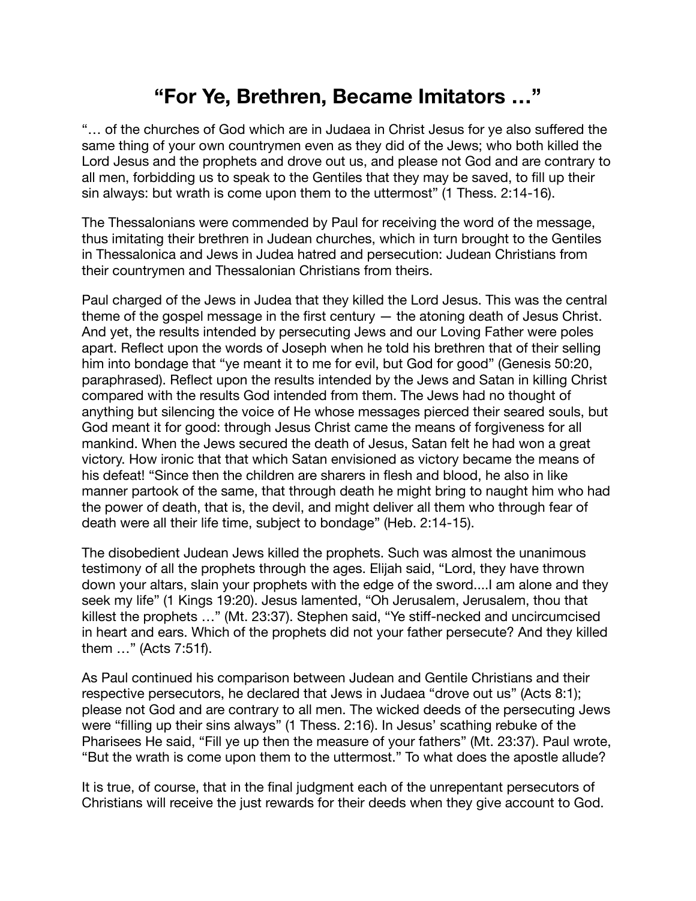# "For Ye, Brethren, Became Imitators …"

"… of the churches of God which are in Judaea in Christ Jesus for ye also suffered the same thing of your own countrymen even as they did of the Jews; who both killed the Lord Jesus and the prophets and drove out us, and please not God and are contrary to all men, forbidding us to speak to the Gentiles that they may be saved, to fill up their sin always: but wrath is come upon them to the uttermost" (1 Thess. 2:14-16).

The Thessalonians were commended by Paul for receiving the word of the message, thus imitating their brethren in Judean churches, which in turn brought to the Gentiles in Thessalonica and Jews in Judea hatred and persecution: Judean Christians from their countrymen and Thessalonian Christians from theirs.

Paul charged of the Jews in Judea that they killed the Lord Jesus. This was the central theme of the gospel message in the first century — the atoning death of Jesus Christ. And yet, the results intended by persecuting Jews and our Loving Father were poles apart. Reflect upon the words of Joseph when he told his brethren that of their selling him into bondage that "ye meant it to me for evil, but God for good" (Genesis 50:20, paraphrased). Reflect upon the results intended by the Jews and Satan in killing Christ compared with the results God intended from them. The Jews had no thought of anything but silencing the voice of He whose messages pierced their seared souls, but God meant it for good: through Jesus Christ came the means of forgiveness for all mankind. When the Jews secured the death of Jesus, Satan felt he had won a great victory. How ironic that that which Satan envisioned as victory became the means of his defeat! "Since then the children are sharers in flesh and blood, he also in like manner partook of the same, that through death he might bring to naught him who had the power of death, that is, the devil, and might deliver all them who through fear of death were all their life time, subject to bondage" (Heb. 2:14-15).

The disobedient Judean Jews killed the prophets. Such was almost the unanimous testimony of all the prophets through the ages. Elijah said, "Lord, they have thrown down your altars, slain your prophets with the edge of the sword....I am alone and they seek my life" (1 Kings 19:20). Jesus lamented, "Oh Jerusalem, Jerusalem, thou that killest the prophets …" (Mt. 23:37). Stephen said, "Ye stiff-necked and uncircumcised in heart and ears. Which of the prophets did not your father persecute? And they killed them …" (Acts 7:51f).

As Paul continued his comparison between Judean and Gentile Christians and their respective persecutors, he declared that Jews in Judaea "drove out us" (Acts 8:1); please not God and are contrary to all men. The wicked deeds of the persecuting Jews were "filling up their sins always" (1 Thess. 2:16). In Jesus' scathing rebuke of the Pharisees He said, "Fill ye up then the measure of your fathers" (Mt. 23:37). Paul wrote, "But the wrath is come upon them to the uttermost." To what does the apostle allude?

It is true, of course, that in the final judgment each of the unrepentant persecutors of Christians will receive the just rewards for their deeds when they give account to God.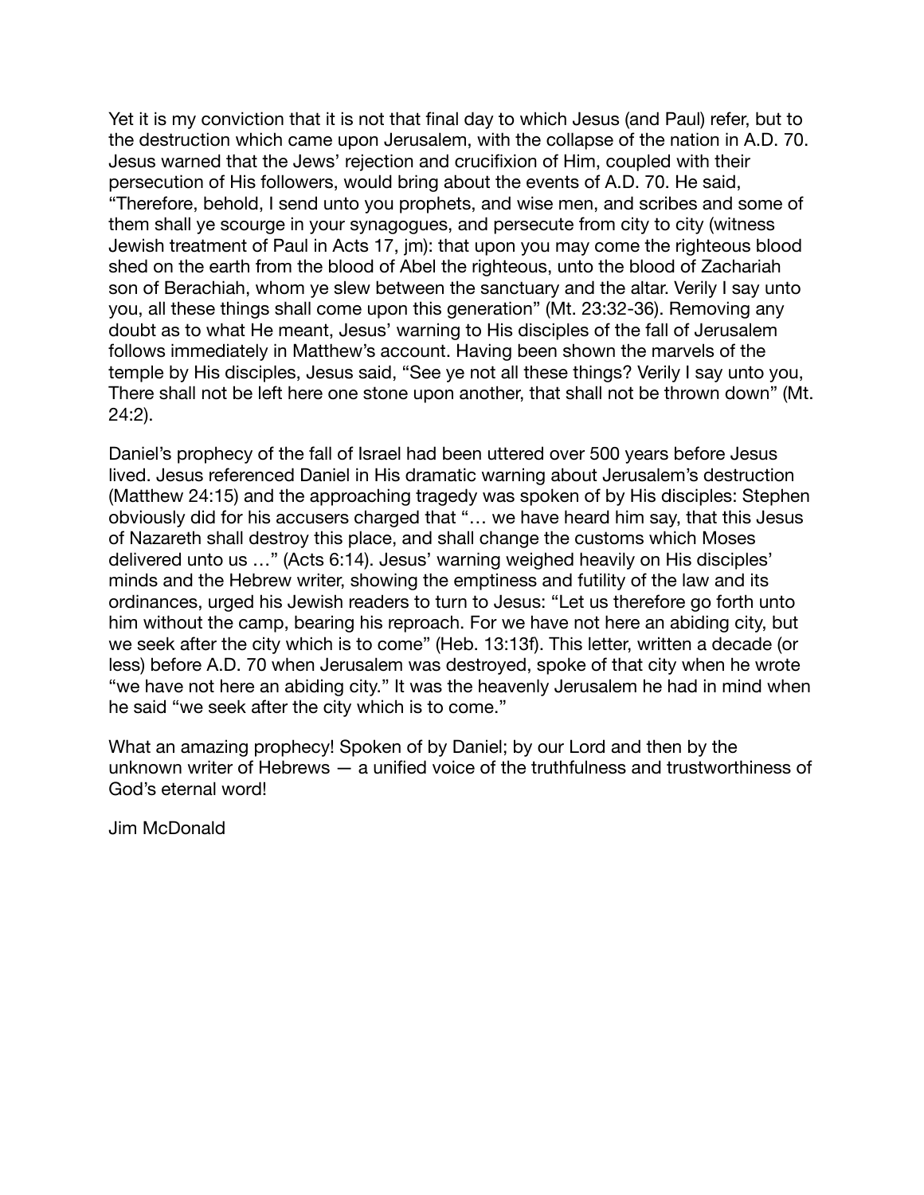Yet it is my conviction that it is not that final day to which Jesus (and Paul) refer, but to the destruction which came upon Jerusalem, with the collapse of the nation in A.D. 70. Jesus warned that the Jews' rejection and crucifixion of Him, coupled with their persecution of His followers, would bring about the events of A.D. 70. He said, "Therefore, behold, I send unto you prophets, and wise men, and scribes and some of them shall ye scourge in your synagogues, and persecute from city to city (witness Jewish treatment of Paul in Acts 17, jm): that upon you may come the righteous blood shed on the earth from the blood of Abel the righteous, unto the blood of Zachariah son of Berachiah, whom ye slew between the sanctuary and the altar. Verily I say unto you, all these things shall come upon this generation" (Mt. 23:32-36). Removing any doubt as to what He meant, Jesus' warning to His disciples of the fall of Jerusalem follows immediately in Matthew's account. Having been shown the marvels of the temple by His disciples, Jesus said, "See ye not all these things? Verily I say unto you, There shall not be left here one stone upon another, that shall not be thrown down" (Mt. 24:2).

Daniel's prophecy of the fall of Israel had been uttered over 500 years before Jesus lived. Jesus referenced Daniel in His dramatic warning about Jerusalem's destruction (Matthew 24:15) and the approaching tragedy was spoken of by His disciples: Stephen obviously did for his accusers charged that "… we have heard him say, that this Jesus of Nazareth shall destroy this place, and shall change the customs which Moses delivered unto us …" (Acts 6:14). Jesus' warning weighed heavily on His disciples' minds and the Hebrew writer, showing the emptiness and futility of the law and its ordinances, urged his Jewish readers to turn to Jesus: "Let us therefore go forth unto him without the camp, bearing his reproach. For we have not here an abiding city, but we seek after the city which is to come" (Heb. 13:13f). This letter, written a decade (or less) before A.D. 70 when Jerusalem was destroyed, spoke of that city when he wrote "we have not here an abiding city." It was the heavenly Jerusalem he had in mind when he said "we seek after the city which is to come."

What an amazing prophecy! Spoken of by Daniel; by our Lord and then by the unknown writer of Hebrews — a unified voice of the truthfulness and trustworthiness of God's eternal word!

Jim McDonald